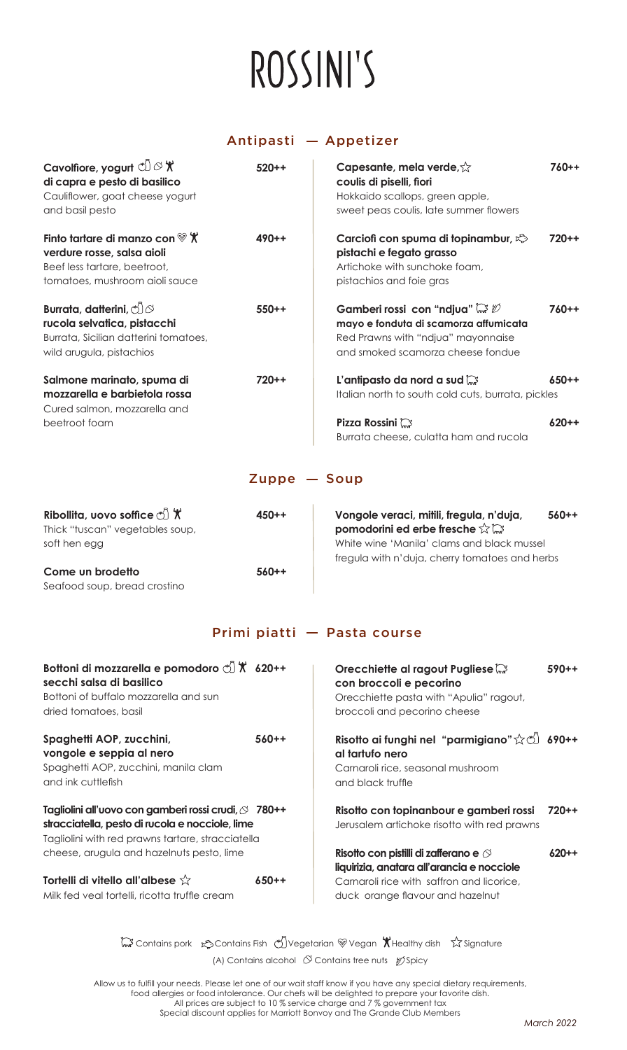# ROSSINI'S

## Antipasti — Appetizer

**Cavolfiore, yogurt 🥦 🌰 🏋 di capra e pesto di basilico** 520++
Cauliflower, goat cheese yogurt and basil pesto

**Finto tartare di manzo con 🌿 🏋 verdure rosse, salsa aioli** 490++
Beef less tartare, beetroot, tomatoes, mushroom aioli sauce

**Burrata, datterini, 🥦 🌰 rucola selvatica, pistacchi** 550++
Burrata, Sicilian datterini tomatoes, wild arugula, pistachios

**Salmone marinato, spuma di mozzarella e barbietola rossa** 720++
Cured salmon, mozzarella and beetroot foam

**Capesante, mela verde, ☆ coulis di piselli, fiori** 760++
Hokkaido scallops, green apple, sweet peas coulis, late summer flowers

**Carciofi con spuma di topinambur, 🐟 pistachi e fegato grasso** 720++
Artichoke with sunchoke foam, pistachios and foie gras

**Gamberi rossi con "ndjua" 🐖 🌶 mayo e fonduta di scamorza affumicata** 760++
Red Prawns with "ndjua" mayonnaise and smoked scamorza cheese fondue

**L'antipasto da nord a sud 🐖** 650++
Italian north to south cold cuts, burrata, pickles

**Pizza Rossini 🐖** 620++
Burrata cheese, culatta ham and rucola

## Zuppe — Soup

**Ribollita, uovo soffice 🥦 🏋** 450++
Thick "tuscan" vegetables soup, soft hen egg

**Come un brodetto** 560++
Seafood soup, bread crostino

**Vongole veraci, mitili, fregula, n'duja, pomodorini ed erbe fresche ☆ 🐖** 560++
White wine 'Manila' clams and black mussel fregula with n'duja, cherry tomatoes and herbs

## Primi piatti — Pasta course

**Bottoni di mozzarella e pomodoro 🥦 🏋 secchi salsa di basilico** 620++
Bottoni of buffalo mozzarella and sun dried tomatoes, basil

**Spaghetti AOP, zucchini, vongole e seppia al nero** 560++
Spaghetti AOP, zucchini, manila clam and ink cuttlefish

**Tagliolini all'uovo con gamberi rossi crudi, 🌰 stracciatella, pesto di rucola e nocciole, lime** 780++
Tagliolini with red prawns tartare, stracciatella cheese, arugula and hazelnuts pesto, lime

**Tortelli di vitello all'albese ☆** 650++
Milk fed veal tortelli, ricotta truffle cream

**Orecchiette al ragout Pugliese 🐖 con broccoli e pecorino** 590++
Orecchiette pasta with "Apulia" ragout, broccoli and pecorino cheese

**Risotto ai funghi nel "parmigiano" ☆ 🥦 al tartufo nero** 690++
Carnaroli rice, seasonal mushroom and black truffle

**Risotto con topinanbour e gamberi rossi** 720++
Jerusalem artichoke risotto with red prawns

**Risotto con pistilli di zafferano e 🌰 liquirizia, anatara all'arancia e nocciole** 620++
Carnaroli rice with saffron and licorice, duck orange flavour and hazelnut

🐖 Contains pork 🐟 Contains Fish 🥦 Vegetarian 🌿 Vegan 🏋 Healthy dish ☆ Signature

(A) Contains alcohol 🌰 Contains tree nuts 🌶 Spicy

Allow us to fulfill your needs. Please let one of our wait staff know if you have any special dietary requirements, food allergies or food intolerance. Our chefs will be delighted to prepare your favorite dish.
All prices are subject to 10 % service charge and 7 % government tax
Special discount applies for Marriott Bonvoy and The Grande Club Members

*March 2022*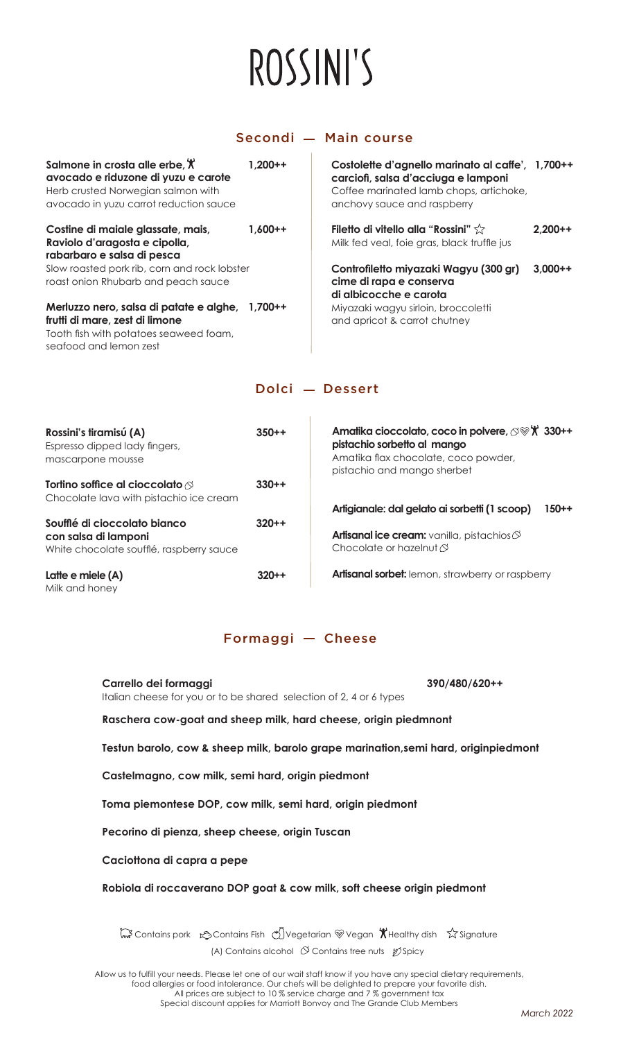# ROSSINI'S

## Secondi — Main course

**Salmone in crosta alle erbe, avocado e riduzone di yuzu e carote** 🏋 **1,200++**
Herb crusted Norwegian salmon with avocado in yuzu carrot reduction sauce

**Costine di maiale glassate, mais, Raviolo d'aragosta e cipolla, rabarbaro e salsa di pesca** **1,600++**
Slow roasted pork rib, corn and rock lobster roast onion Rhubarb and peach sauce

**Merluzzo nero, salsa di patate e alghe, frutti di mare, zest di limone** **1,700++**
Tooth fish with potatoes seaweed foam, seafood and lemon zest

**Costolette d'agnello marinato al caffe', carciofi, salsa d'acciuga e lamponi** **1,700++**
Coffee marinated lamb chops, artichoke, anchovy sauce and raspberry

**Filetto di vitello alla "Rossini"** ☆ **2,200++**
Milk fed veal, foie gras, black truffle jus

**Controfiletto miyazaki Wagyu (300 gr) cime di rapa e conserva di albicocche e carota** **3,000++**
Miyazaki wagyu sirloin, broccoletti and apricot & carrot chutney

## Dolci — Dessert

**Rossini's tiramisú (A)** **350++**
Espresso dipped lady fingers, mascarpone mousse

**Tortino soffice al cioccolato** (tree nuts) **330++**
Chocolate lava with pistachio ice cream

**Soufflé di cioccolato bianco con salsa di lamponi** **320++**
White chocolate soufflé, raspberry sauce

**Latte e miele (A)** **320++**
Milk and honey

**Amatika cioccolato, coco in polvere, pistachio sorbetto al mango** (tree nuts) (vegan) 🏋 **330++**
Amatika flax chocolate, coco powder, pistachio and mango sherbet

**Artigianale: dal gelato ai sorbetti (1 scoop)** **150++**

**Artisanal ice cream:** vanilla, pistachios (tree nuts) Chocolate or hazelnut (tree nuts)

**Artisanal sorbet:** lemon, strawberry or raspberry

## Formaggi — Cheese

**Carrello dei formaggi** **390/480/620++**
Italian cheese for you or to be shared selection of 2, 4 or 6 types

**Raschera cow-goat and sheep milk, hard cheese, origin piedmnont**

**Testun barolo, cow & sheep milk, barolo grape marination,semi hard, originpiedmont**

**Castelmagno, cow milk, semi hard, origin piedmont**

**Toma piemontese DOP, cow milk, semi hard, origin piedmont**

**Pecorino di pienza, sheep cheese, origin Tuscan**

**Caciottona di capra a pepe**

**Robiola di roccaverano DOP goat & cow milk, soft cheese origin piedmont**

Contains pork · Contains Fish · Vegetarian · Vegan · 🏋 Healthy dish · ☆ Signature

(A) Contains alcohol · Contains tree nuts · Spicy

Allow us to fulfill your needs. Please let one of our wait staff know if you have any special dietary requirements, food allergies or food intolerance. Our chefs will be delighted to prepare your favorite dish.
All prices are subject to 10 % service charge and 7 % government tax
Special discount applies for Marriott Bonvoy and The Grande Club Members

*March 2022*